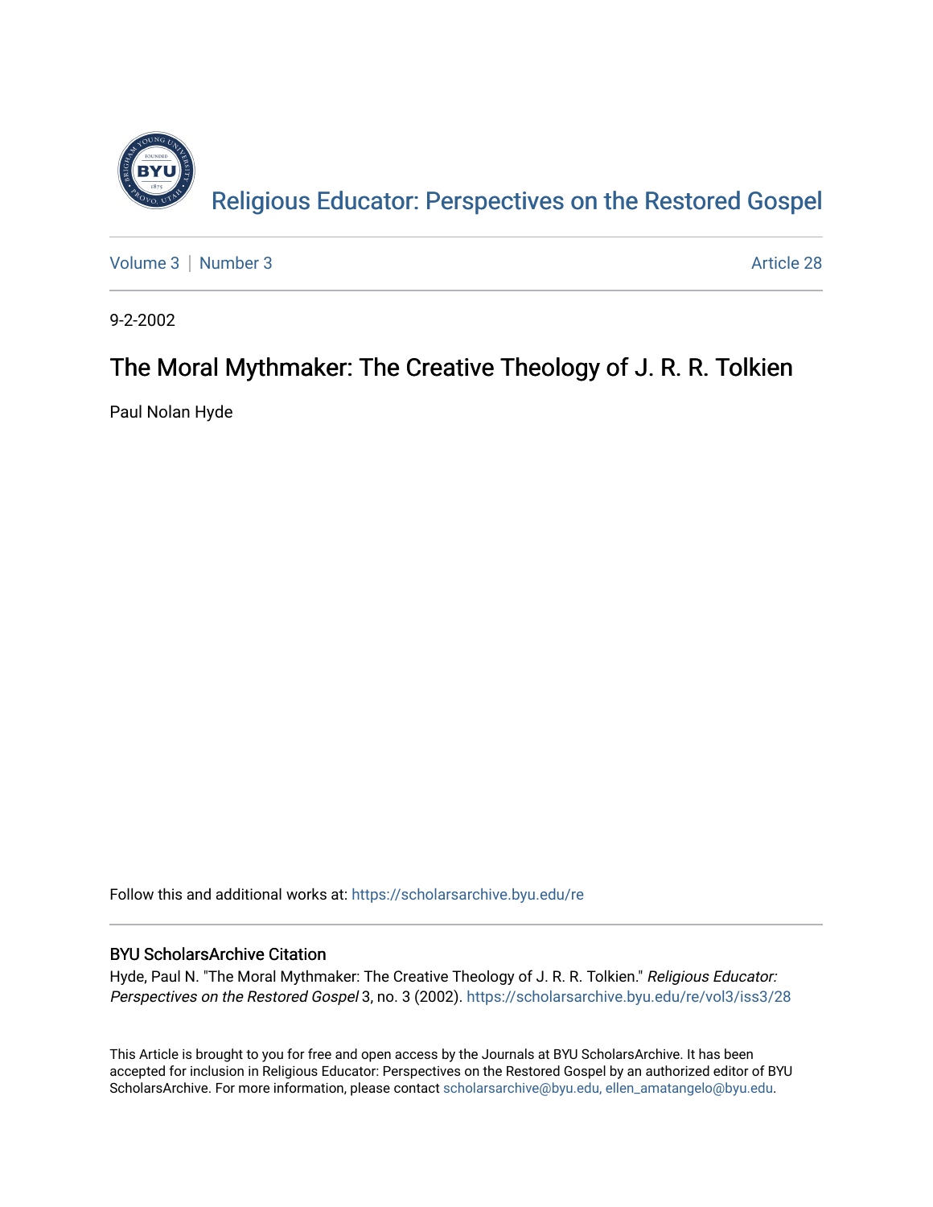Religious Educator: Perspectives on the Restored Gospel

Volume 3 | Number 3

Article 28

9-2-2002

# The Moral Mythmaker: The Creative Theology of J. R. R. Tolkien

Paul Nolan Hyde

Follow this and additional works at: https://scholarsarchive.byu.edu/re

## BYU ScholarsArchive Citation

Hyde, Paul N. "The Moral Mythmaker: The Creative Theology of J. R. R. Tolkien." *Religious Educator: Perspectives on the Restored Gospel* 3, no. 3 (2002). https://scholarsarchive.byu.edu/re/vol3/iss3/28

This Article is brought to you for free and open access by the Journals at BYU ScholarsArchive. It has been accepted for inclusion in Religious Educator: Perspectives on the Restored Gospel by an authorized editor of BYU ScholarsArchive. For more information, please contact scholarsarchive@byu.edu, ellen_amatangelo@byu.edu.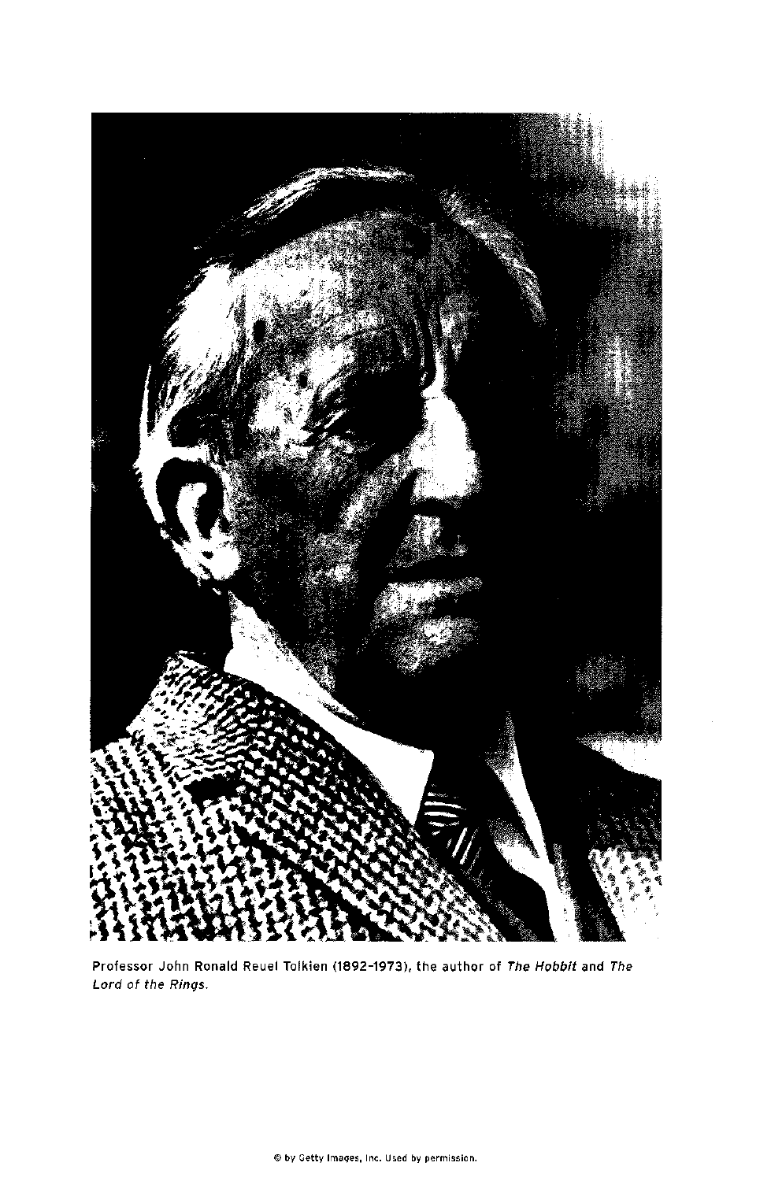Professor John Ronald Reuel Tolkien (1892–1973), the author of *The Hobbit* and *The Lord of the Rings*.

© by Getty Images, Inc. Used by permission.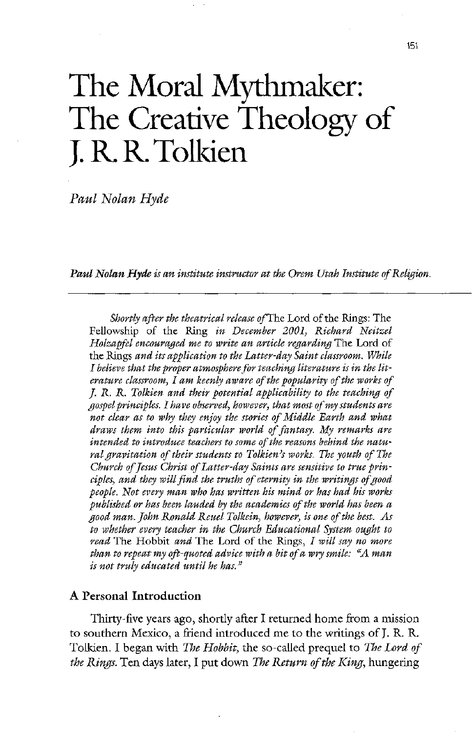# The Moral Mythmaker: The Creative Theology of J. R. R. Tolkien

*Paul Nolan Hyde*

***Paul Nolan Hyde** is an institute instructor at the Orem Utah Institute of Religion.*

---

*Shortly after the theatrical release of* The Lord of the Rings: The Fellowship of the Ring *in December 2001, Richard Neitzel Holzapfel encouraged me to write an article regarding* The Lord of the Rings *and its application to the Latter-day Saint classroom. While I believe that the proper atmosphere for teaching literature is in the literature classroom, I am keenly aware of the popularity of the works of J. R. R. Tolkien and their potential applicability to the teaching of gospel principles. I have observed, however, that most of my students are not clear as to why they enjoy the stories of Middle Earth and what draws them into this particular world of fantasy. My remarks are intended to introduce teachers to some of the reasons behind the natural gravitation of their students to Tolkien's works. The youth of The Church of Jesus Christ of Latter-day Saints are sensitive to true principles, and they will find the truths of eternity in the writings of good people. Not every man who has written his mind or has had his works published or has been lauded by the academics of the world has been a good man. John Ronald Reuel Tolkein, however, is one of the best. As to whether every teacher in the Church Educational System ought to read* The Hobbit *and* The Lord of the Rings, *I will say no more than to repeat my oft-quoted advice with a bit of a wry smile: "A man is not truly educated until he has."*

## A Personal Introduction

Thirty-five years ago, shortly after I returned home from a mission to southern Mexico, a friend introduced me to the writings of J. R. R. Tolkien. I began with *The Hobbit,* the so-called prequel to *The Lord of the Rings.* Ten days later, I put down *The Return of the King,* hungering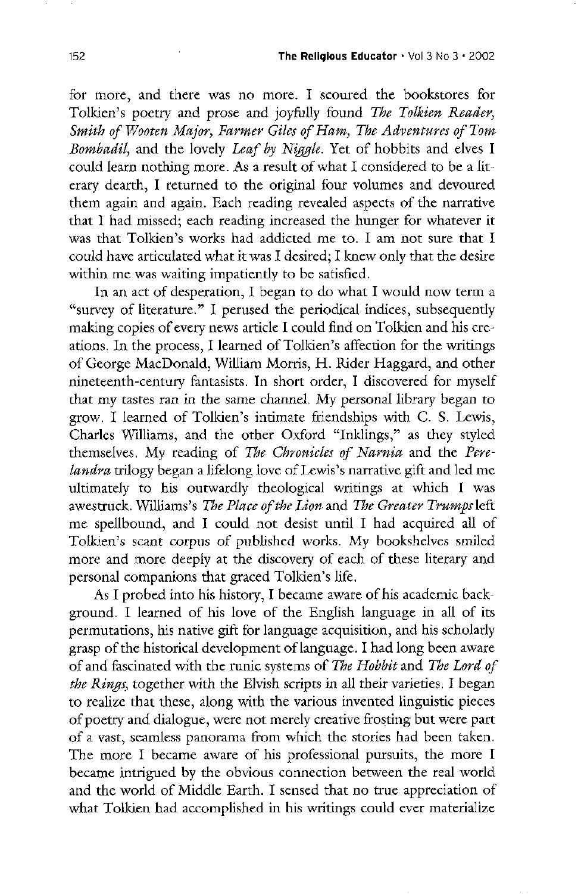for more, and there was no more. I scoured the bookstores for Tolkien's poetry and prose and joyfully found *The Tolkien Reader, Smith of Wooten Major, Farmer Giles of Ham, The Adventures of Tom Bombadil,* and the lovely *Leaf by Niggle*. Yet of hobbits and elves I could learn nothing more. As a result of what I considered to be a literary dearth, I returned to the original four volumes and devoured them again and again. Each reading revealed aspects of the narrative that I had missed; each reading increased the hunger for whatever it was that Tolkien's works had addicted me to. I am not sure that I could have articulated what it was I desired; I knew only that the desire within me was waiting impatiently to be satisfied.

In an act of desperation, I began to do what I would now term a "survey of literature." I perused the periodical indices, subsequently making copies of every news article I could find on Tolkien and his creations. In the process, I learned of Tolkien's affection for the writings of George MacDonald, William Morris, H. Rider Haggard, and other nineteenth-century fantasists. In short order, I discovered for myself that my tastes ran in the same channel. My personal library began to grow. I learned of Tolkien's intimate friendships with C. S. Lewis, Charles Williams, and the other Oxford "Inklings," as they styled themselves. My reading of *The Chronicles of Narnia* and the *Perelandra* trilogy began a lifelong love of Lewis's narrative gift and led me ultimately to his outwardly theological writings at which I was awestruck. Williams's *The Place of the Lion* and *The Greater Trumps* left me spellbound, and I could not desist until I had acquired all of Tolkien's scant corpus of published works. My bookshelves smiled more and more deeply at the discovery of each of these literary and personal companions that graced Tolkien's life.

As I probed into his history, I became aware of his academic background. I learned of his love of the English language in all of its permutations, his native gift for language acquisition, and his scholarly grasp of the historical development of language. I had long been aware of and fascinated with the runic systems of *The Hobbit* and *The Lord of the Rings,* together with the Elvish scripts in all their varieties. I began to realize that these, along with the various invented linguistic pieces of poetry and dialogue, were not merely creative frosting but were part of a vast, seamless panorama from which the stories had been taken. The more I became aware of his professional pursuits, the more I became intrigued by the obvious connection between the real world and the world of Middle Earth. I sensed that no true appreciation of what Tolkien had accomplished in his writings could ever materialize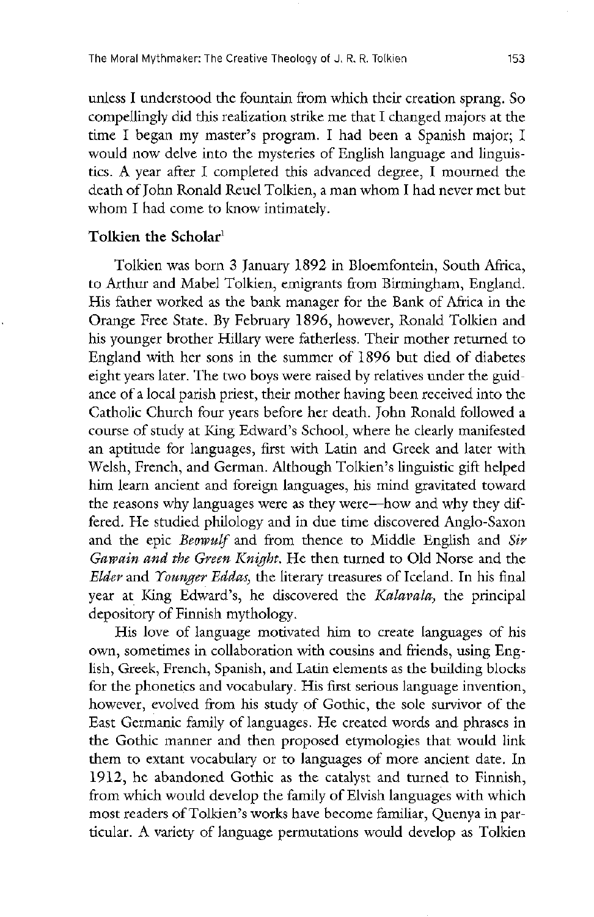unless I understood the fountain from which their creation sprang. So compellingly did this realization strike me that I changed majors at the time I began my master's program. I had been a Spanish major; I would now delve into the mysteries of English language and linguistics. A year after I completed this advanced degree, I mourned the death of John Ronald Reuel Tolkien, a man whom I had never met but whom I had come to know intimately.

### Tolkien the Scholar[1]

Tolkien was born 3 January 1892 in Bloemfontein, South Africa, to Arthur and Mabel Tolkien, emigrants from Birmingham, England. His father worked as the bank manager for the Bank of Africa in the Orange Free State. By February 1896, however, Ronald Tolkien and his younger brother Hillary were fatherless. Their mother returned to England with her sons in the summer of 1896 but died of diabetes eight years later. The two boys were raised by relatives under the guidance of a local parish priest, their mother having been received into the Catholic Church four years before her death. John Ronald followed a course of study at King Edward's School, where he clearly manifested an aptitude for languages, first with Latin and Greek and later with Welsh, French, and German. Although Tolkien's linguistic gift helped him learn ancient and foreign languages, his mind gravitated toward the reasons why languages were as they were—how and why they differed. He studied philology and in due time discovered Anglo-Saxon and the epic *Beowulf* and from thence to Middle English and *Sir Gawain and the Green Knight*. He then turned to Old Norse and the *Elder* and *Younger Eddas*, the literary treasures of Iceland. In his final year at King Edward's, he discovered the *Kalavala*, the principal depository of Finnish mythology.

His love of language motivated him to create languages of his own, sometimes in collaboration with cousins and friends, using English, Greek, French, Spanish, and Latin elements as the building blocks for the phonetics and vocabulary. His first serious language invention, however, evolved from his study of Gothic, the sole survivor of the East Germanic family of languages. He created words and phrases in the Gothic manner and then proposed etymologies that would link them to extant vocabulary or to languages of more ancient date. In 1912, he abandoned Gothic as the catalyst and turned to Finnish, from which would develop the family of Elvish languages with which most readers of Tolkien's works have become familiar, Quenya in particular. A variety of language permutations would develop as Tolkien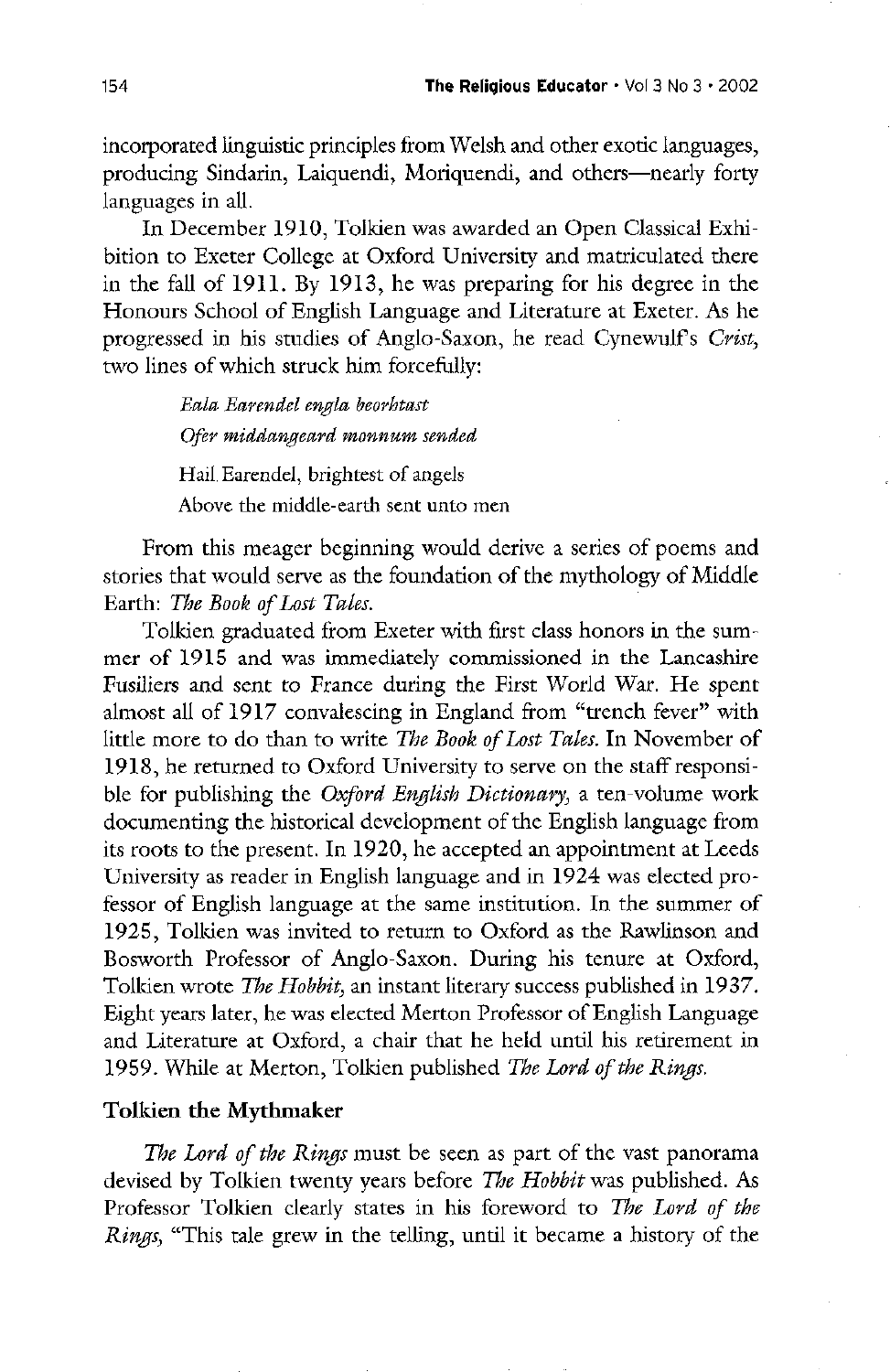incorporated linguistic principles from Welsh and other exotic languages, producing Sindarin, Laiquendi, Moriquendi, and others—nearly forty languages in all.

In December 1910, Tolkien was awarded an Open Classical Exhibition to Exeter College at Oxford University and matriculated there in the fall of 1911. By 1913, he was preparing for his degree in the Honours School of English Language and Literature at Exeter. As he progressed in his studies of Anglo-Saxon, he read Cynewulf's *Crist*, two lines of which struck him forcefully:

> *Eala Earendel engla beorhtast*
> *Ofer middangeard monnum sended*
>
> Hail Earendel, brightest of angels
> Above the middle-earth sent unto men

From this meager beginning would derive a series of poems and stories that would serve as the foundation of the mythology of Middle Earth: *The Book of Lost Tales*.

Tolkien graduated from Exeter with first class honors in the summer of 1915 and was immediately commissioned in the Lancashire Fusiliers and sent to France during the First World War. He spent almost all of 1917 convalescing in England from "trench fever" with little more to do than to write *The Book of Lost Tales*. In November of 1918, he returned to Oxford University to serve on the staff responsible for publishing the *Oxford English Dictionary*, a ten-volume work documenting the historical development of the English language from its roots to the present. In 1920, he accepted an appointment at Leeds University as reader in English language and in 1924 was elected professor of English language at the same institution. In the summer of 1925, Tolkien was invited to return to Oxford as the Rawlinson and Bosworth Professor of Anglo-Saxon. During his tenure at Oxford, Tolkien wrote *The Hobbit*, an instant literary success published in 1937. Eight years later, he was elected Merton Professor of English Language and Literature at Oxford, a chair that he held until his retirement in 1959. While at Merton, Tolkien published *The Lord of the Rings*.

### Tolkien the Mythmaker

*The Lord of the Rings* must be seen as part of the vast panorama devised by Tolkien twenty years before *The Hobbit* was published. As Professor Tolkien clearly states in his foreword to *The Lord of the Rings*, "This tale grew in the telling, until it became a history of the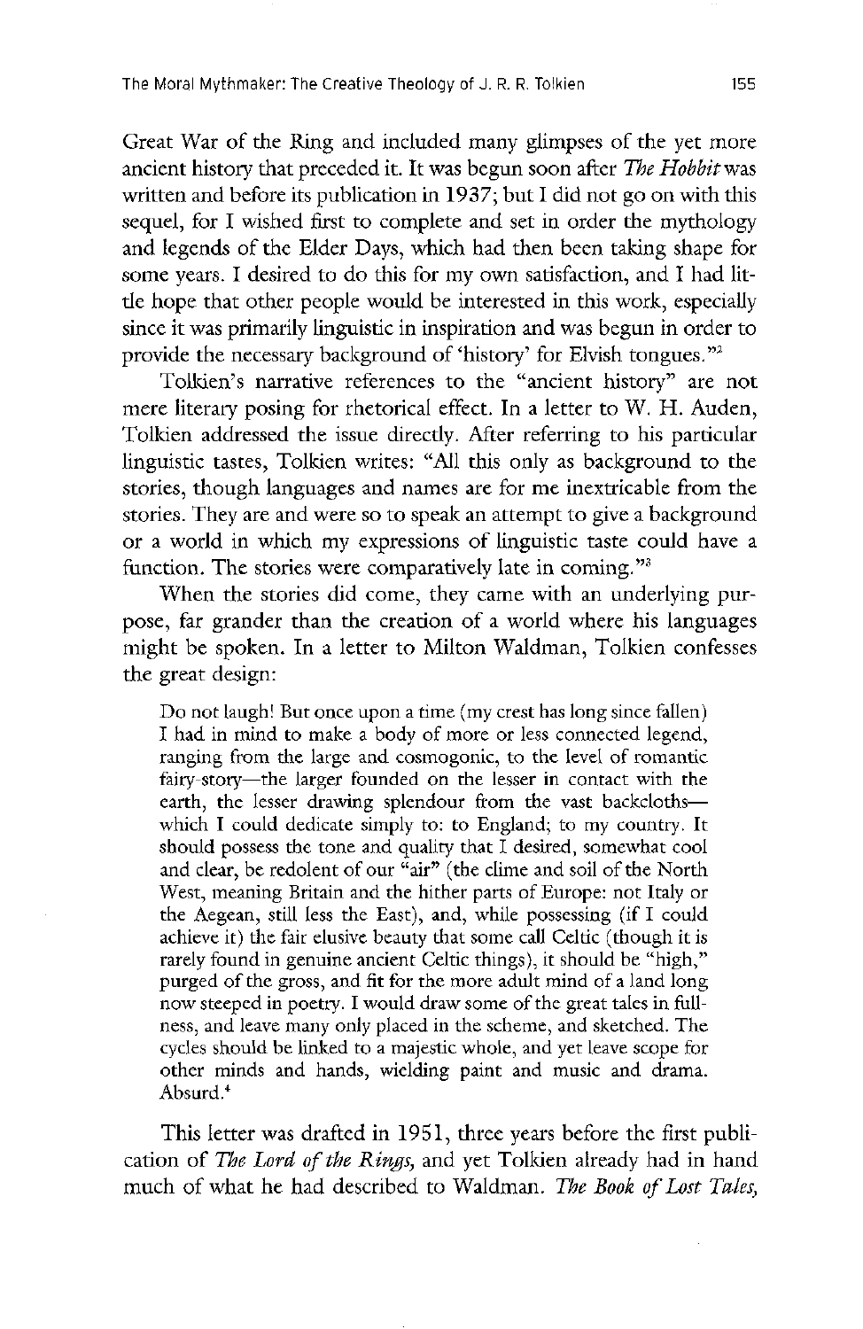Great War of the Ring and included many glimpses of the yet more ancient history that preceded it. It was begun soon after *The Hobbit* was written and before its publication in 1937; but I did not go on with this sequel, for I wished first to complete and set in order the mythology and legends of the Elder Days, which had then been taking shape for some years. I desired to do this for my own satisfaction, and I had little hope that other people would be interested in this work, especially since it was primarily linguistic in inspiration and was begun in order to provide the necessary background of 'history' for Elvish tongues."[2]

Tolkien's narrative references to the "ancient history" are not mere literary posing for rhetorical effect. In a letter to W. H. Auden, Tolkien addressed the issue directly. After referring to his particular linguistic tastes, Tolkien writes: "All this only as background to the stories, though languages and names are for me inextricable from the stories. They are and were so to speak an attempt to give a background or a world in which my expressions of linguistic taste could have a function. The stories were comparatively late in coming."[3]

When the stories did come, they came with an underlying purpose, far grander than the creation of a world where his languages might be spoken. In a letter to Milton Waldman, Tolkien confesses the great design:

> Do not laugh! But once upon a time (my crest has long since fallen) I had in mind to make a body of more or less connected legend, ranging from the large and cosmogonic, to the level of romantic fairy-story—the larger founded on the lesser in contact with the earth, the lesser drawing splendour from the vast backcloths—which I could dedicate simply to: to England; to my country. It should possess the tone and quality that I desired, somewhat cool and clear, be redolent of our "air" (the clime and soil of the North West, meaning Britain and the hither parts of Europe: not Italy or the Aegean, still less the East), and, while possessing (if I could achieve it) the fair elusive beauty that some call Celtic (though it is rarely found in genuine ancient Celtic things), it should be "high," purged of the gross, and fit for the more adult mind of a land long now steeped in poetry. I would draw some of the great tales in fullness, and leave many only placed in the scheme, and sketched. The cycles should be linked to a majestic whole, and yet leave scope for other minds and hands, wielding paint and music and drama. Absurd.[4]

This letter was drafted in 1951, three years before the first publication of *The Lord of the Rings,* and yet Tolkien already had in hand much of what he had described to Waldman. *The Book of Lost Tales,*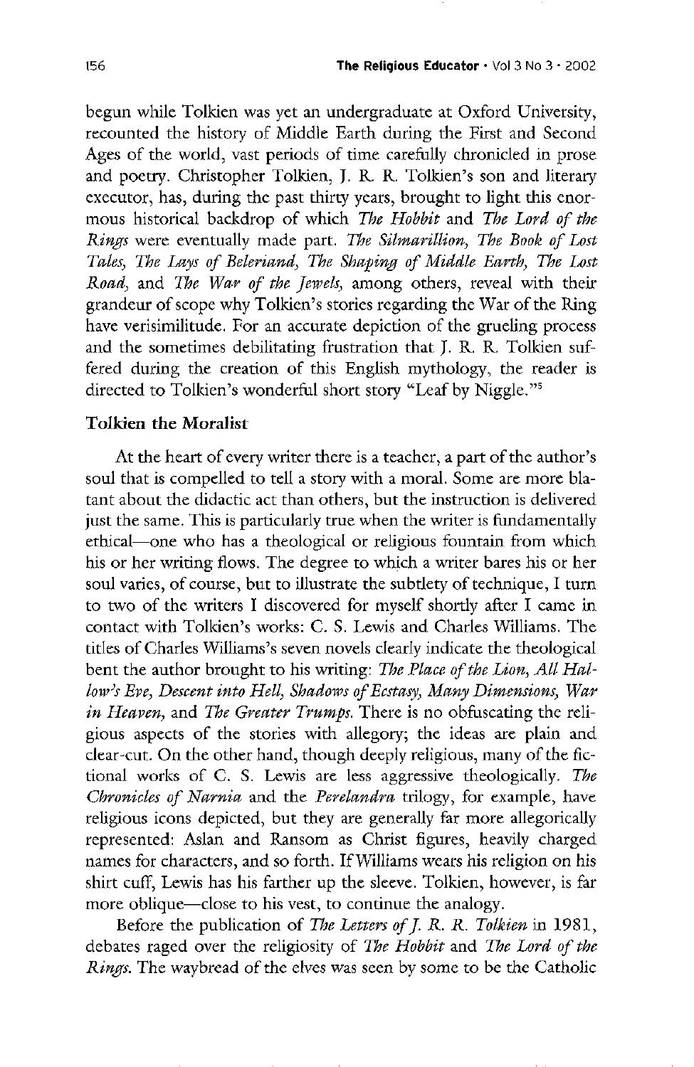begun while Tolkien was yet an undergraduate at Oxford University, recounted the history of Middle Earth during the First and Second Ages of the world, vast periods of time carefully chronicled in prose and poetry. Christopher Tolkien, J. R. R. Tolkien's son and literary executor, has, during the past thirty years, brought to light this enormous historical backdrop of which *The Hobbit* and *The Lord of the Rings* were eventually made part. *The Silmarillion, The Book of Lost Tales, The Lays of Beleriand, The Shaping of Middle Earth, The Lost Road,* and *The War of the Jewels,* among others, reveal with their grandeur of scope why Tolkien's stories regarding the War of the Ring have verisimilitude. For an accurate depiction of the grueling process and the sometimes debilitating frustration that J. R. R. Tolkien suffered during the creation of this English mythology, the reader is directed to Tolkien's wonderful short story "Leaf by Niggle."[5]

### Tolkien the Moralist

At the heart of every writer there is a teacher, a part of the author's soul that is compelled to tell a story with a moral. Some are more blatant about the didactic act than others, but the instruction is delivered just the same. This is particularly true when the writer is fundamentally ethical—one who has a theological or religious fountain from which his or her writing flows. The degree to which a writer bares his or her soul varies, of course, but to illustrate the subtlety of technique, I turn to two of the writers I discovered for myself shortly after I came in contact with Tolkien's works: C. S. Lewis and Charles Williams. The titles of Charles Williams's seven novels clearly indicate the theological bent the author brought to his writing: *The Place of the Lion, All Hallow's Eve, Descent into Hell, Shadows of Ecstasy, Many Dimensions, War in Heaven,* and *The Greater Trumps.* There is no obfuscating the religious aspects of the stories with allegory; the ideas are plain and clear-cut. On the other hand, though deeply religious, many of the fictional works of C. S. Lewis are less aggressive theologically. *The Chronicles of Narnia* and the *Perelandra* trilogy, for example, have religious icons depicted, but they are generally far more allegorically represented: Aslan and Ransom as Christ figures, heavily charged names for characters, and so forth. If Williams wears his religion on his shirt cuff, Lewis has his farther up the sleeve. Tolkien, however, is far more oblique—close to his vest, to continue the analogy.

Before the publication of *The Letters of J. R. R. Tolkien* in 1981, debates raged over the religiosity of *The Hobbit* and *The Lord of the Rings.* The waybread of the elves was seen by some to be the Catholic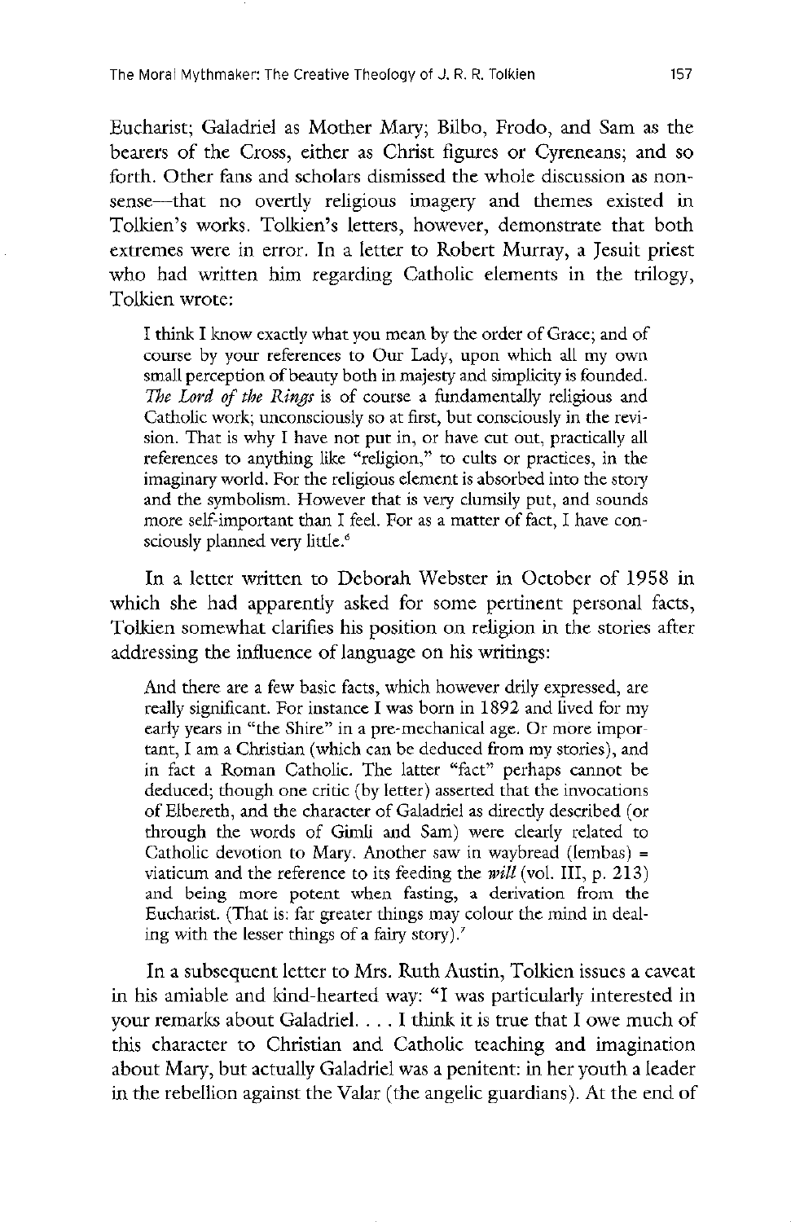Eucharist; Galadriel as Mother Mary; Bilbo, Frodo, and Sam as the bearers of the Cross, either as Christ figures or Cyreneans; and so forth. Other fans and scholars dismissed the whole discussion as nonsense—that no overtly religious imagery and themes existed in Tolkien's works. Tolkien's letters, however, demonstrate that both extremes were in error. In a letter to Robert Murray, a Jesuit priest who had written him regarding Catholic elements in the trilogy, Tolkien wrote:

> I think I know exactly what you mean by the order of Grace; and of course by your references to Our Lady, upon which all my own small perception of beauty both in majesty and simplicity is founded. *The Lord of the Rings* is of course a fundamentally religious and Catholic work; unconsciously so at first, but consciously in the revision. That is why I have not put in, or have cut out, practically all references to anything like "religion," to cults or practices, in the imaginary world. For the religious element is absorbed into the story and the symbolism. However that is very clumsily put, and sounds more self-important than I feel. For as a matter of fact, I have consciously planned very little.[6]

In a letter written to Deborah Webster in October of 1958 in which she had apparently asked for some pertinent personal facts, Tolkien somewhat clarifies his position on religion in the stories after addressing the influence of language on his writings:

> And there are a few basic facts, which however drily expressed, are really significant. For instance I was born in 1892 and lived for my early years in "the Shire" in a pre-mechanical age. Or more important, I am a Christian (which can be deduced from my stories), and in fact a Roman Catholic. The latter "fact" perhaps cannot be deduced; though one critic (by letter) asserted that the invocations of Elbereth, and the character of Galadriel as directly described (or through the words of Gimli and Sam) were clearly related to Catholic devotion to Mary. Another saw in waybread (lembas) = viaticum and the reference to its feeding the *will* (vol. III, p. 213) and being more potent when fasting, a derivation from the Eucharist. (That is: far greater things may colour the mind in dealing with the lesser things of a fairy story).[7]

In a subsequent letter to Mrs. Ruth Austin, Tolkien issues a caveat in his amiable and kind-hearted way: "I was particularly interested in your remarks about Galadriel. . . . I think it is true that I owe much of this character to Christian and Catholic teaching and imagination about Mary, but actually Galadriel was a penitent: in her youth a leader in the rebellion against the Valar (the angelic guardians). At the end of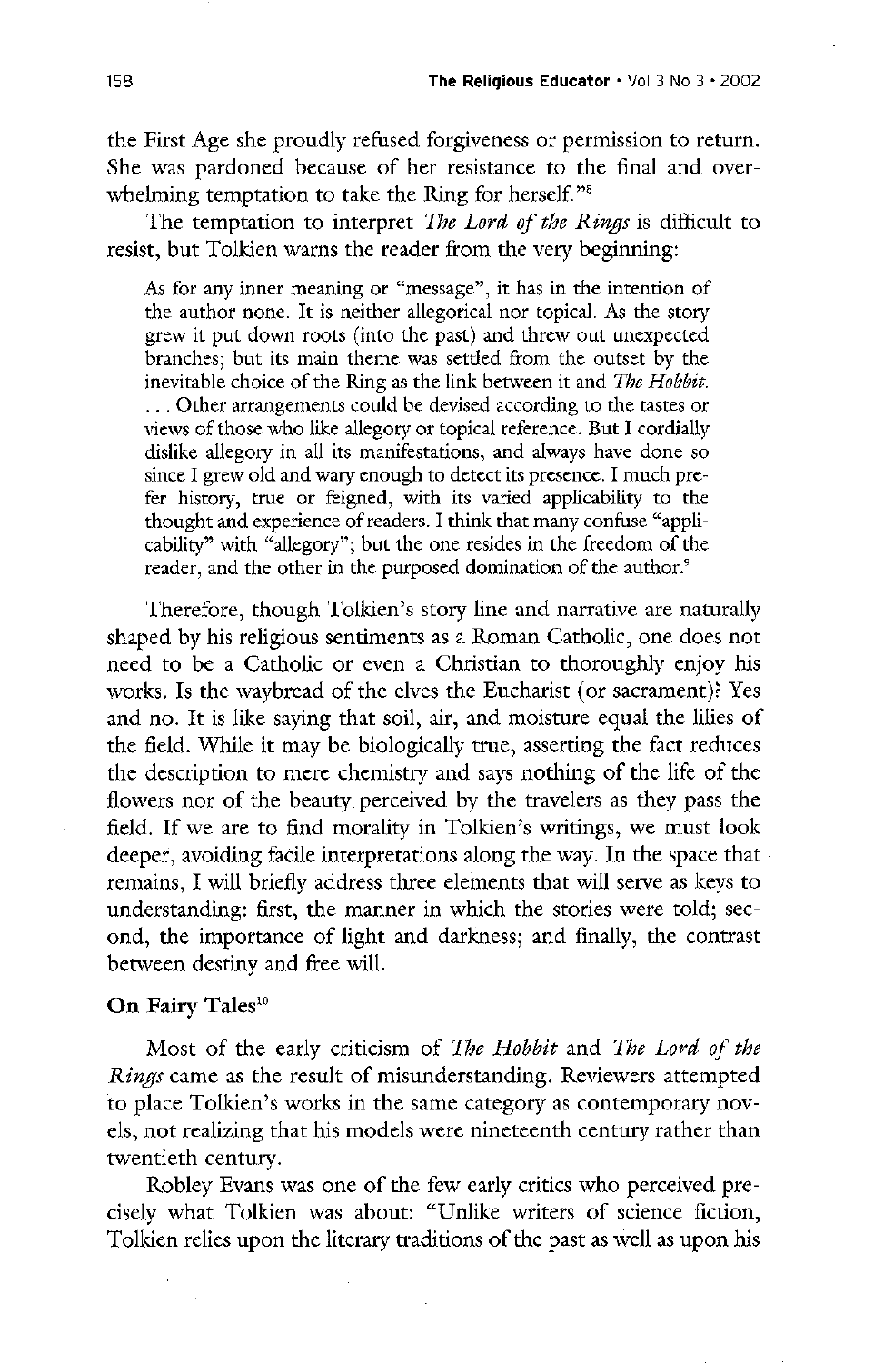the First Age she proudly refused forgiveness or permission to return. She was pardoned because of her resistance to the final and overwhelming temptation to take the Ring for herself."[8]

The temptation to interpret *The Lord of the Rings* is difficult to resist, but Tolkien warns the reader from the very beginning:

> As for any inner meaning or "message", it has in the intention of the author none. It is neither allegorical nor topical. As the story grew it put down roots (into the past) and threw out unexpected branches; but its main theme was settled from the outset by the inevitable choice of the Ring as the link between it and *The Hobbit*. . . . Other arrangements could be devised according to the tastes or views of those who like allegory or topical reference. But I cordially dislike allegory in all its manifestations, and always have done so since I grew old and wary enough to detect its presence. I much prefer history, true or feigned, with its varied applicability to the thought and experience of readers. I think that many confuse "applicability" with "allegory"; but the one resides in the freedom of the reader, and the other in the purposed domination of the author.[9]

Therefore, though Tolkien's story line and narrative are naturally shaped by his religious sentiments as a Roman Catholic, one does not need to be a Catholic or even a Christian to thoroughly enjoy his works. Is the waybread of the elves the Eucharist (or sacrament)? Yes and no. It is like saying that soil, air, and moisture equal the lilies of the field. While it may be biologically true, asserting the fact reduces the description to mere chemistry and says nothing of the life of the flowers nor of the beauty perceived by the travelers as they pass the field. If we are to find morality in Tolkien's writings, we must look deeper, avoiding facile interpretations along the way. In the space that remains, I will briefly address three elements that will serve as keys to understanding: first, the manner in which the stories were told; second, the importance of light and darkness; and finally, the contrast between destiny and free will.

## On Fairy Tales[10]

Most of the early criticism of *The Hobbit* and *The Lord of the Rings* came as the result of misunderstanding. Reviewers attempted to place Tolkien's works in the same category as contemporary novels, not realizing that his models were nineteenth century rather than twentieth century.

Robley Evans was one of the few early critics who perceived precisely what Tolkien was about: "Unlike writers of science fiction, Tolkien relies upon the literary traditions of the past as well as upon his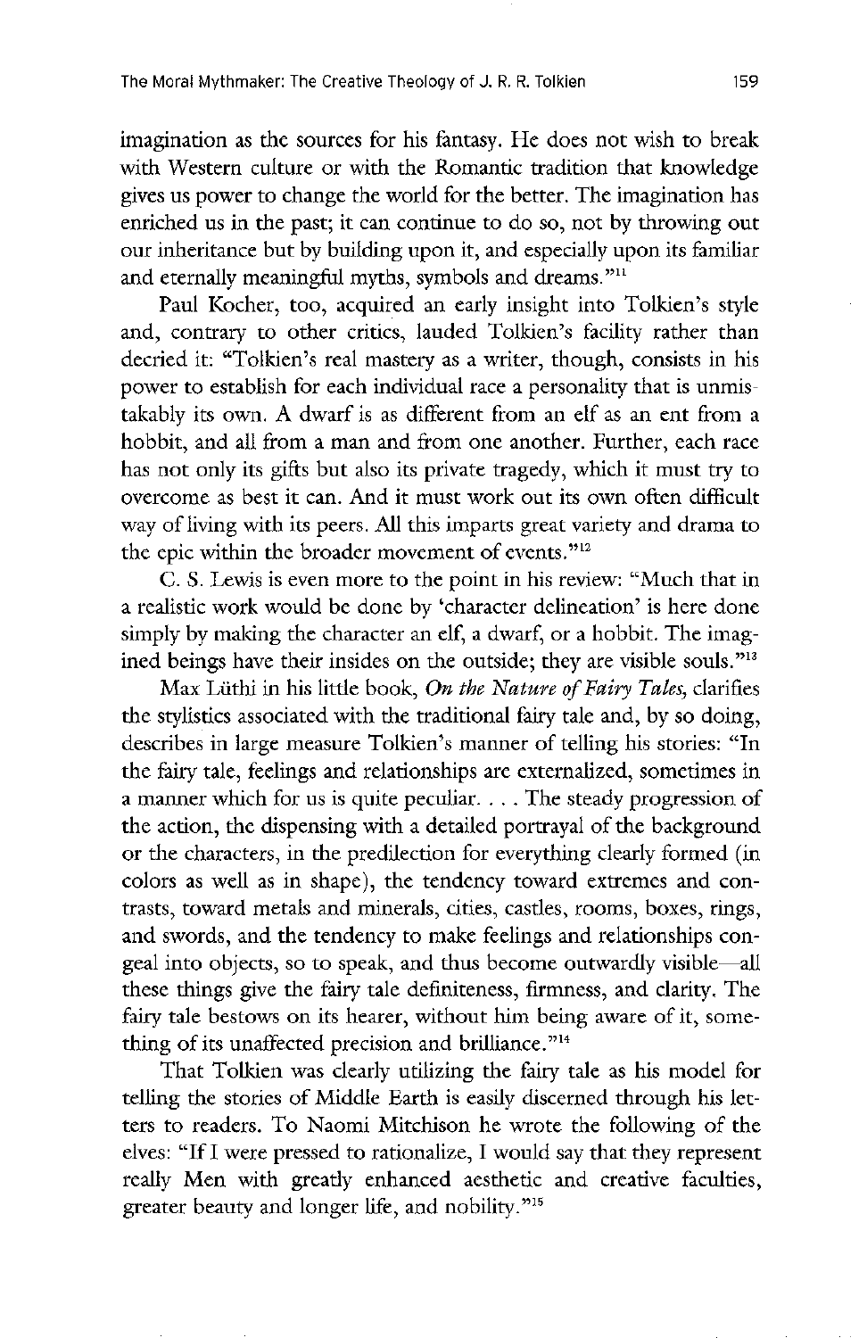imagination as the sources for his fantasy. He does not wish to break with Western culture or with the Romantic tradition that knowledge gives us power to change the world for the better. The imagination has enriched us in the past; it can continue to do so, not by throwing out our inheritance but by building upon it, and especially upon its familiar and eternally meaningful myths, symbols and dreams."[11]

Paul Kocher, too, acquired an early insight into Tolkien's style and, contrary to other critics, lauded Tolkien's facility rather than decried it: "Tolkien's real mastery as a writer, though, consists in his power to establish for each individual race a personality that is unmistakably its own. A dwarf is as different from an elf as an ent from a hobbit, and all from a man and from one another. Further, each race has not only its gifts but also its private tragedy, which it must try to overcome as best it can. And it must work out its own often difficult way of living with its peers. All this imparts great variety and drama to the epic within the broader movement of events."[12]

C. S. Lewis is even more to the point in his review: "Much that in a realistic work would be done by 'character delineation' is here done simply by making the character an elf, a dwarf, or a hobbit. The imagined beings have their insides on the outside; they are visible souls."[13]

Max Lüthi in his little book, *On the Nature of Fairy Tales*, clarifies the stylistics associated with the traditional fairy tale and, by so doing, describes in large measure Tolkien's manner of telling his stories: "In the fairy tale, feelings and relationships are externalized, sometimes in a manner which for us is quite peculiar. . . . The steady progression of the action, the dispensing with a detailed portrayal of the background or the characters, in the predilection for everything clearly formed (in colors as well as in shape), the tendency toward extremes and contrasts, toward metals and minerals, cities, castles, rooms, boxes, rings, and swords, and the tendency to make feelings and relationships congeal into objects, so to speak, and thus become outwardly visible—all these things give the fairy tale definiteness, firmness, and clarity. The fairy tale bestows on its hearer, without him being aware of it, something of its unaffected precision and brilliance."[14]

That Tolkien was clearly utilizing the fairy tale as his model for telling the stories of Middle Earth is easily discerned through his letters to readers. To Naomi Mitchison he wrote the following of the elves: "If I were pressed to rationalize, I would say that they represent really Men with greatly enhanced aesthetic and creative faculties, greater beauty and longer life, and nobility."[15]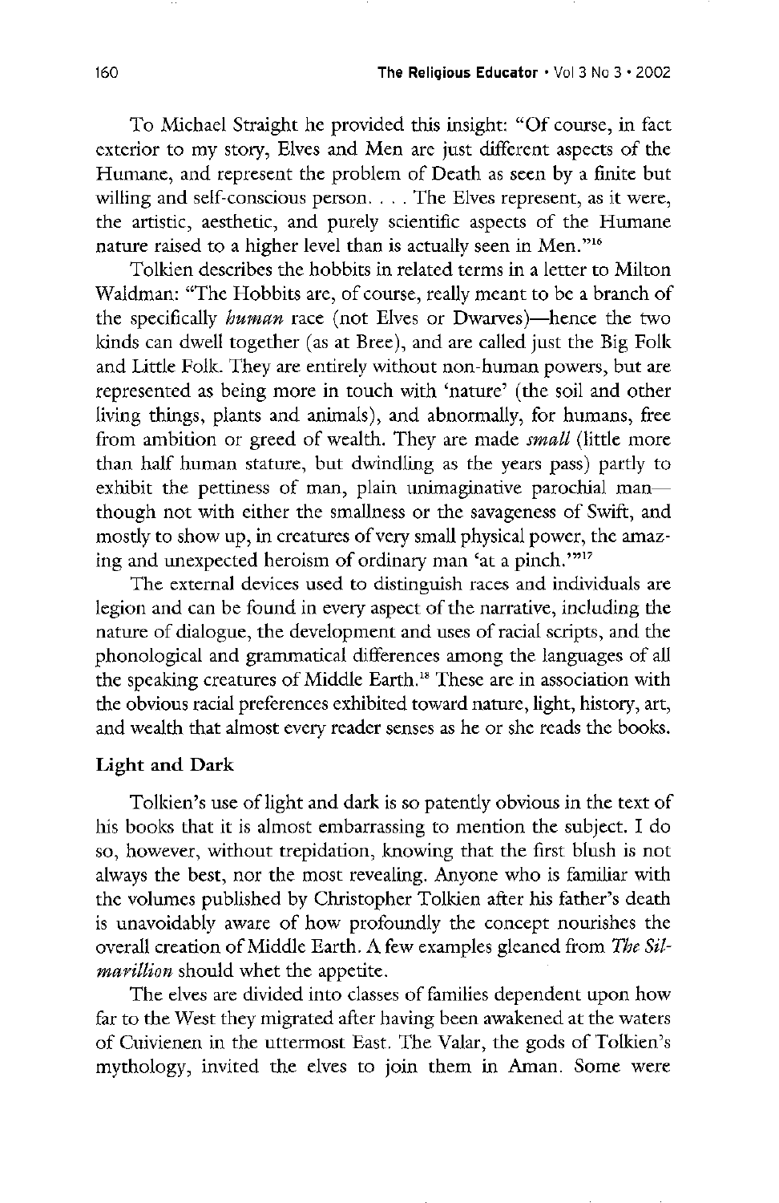To Michael Straight he provided this insight: "Of course, in fact exterior to my story, Elves and Men are just different aspects of the Humane, and represent the problem of Death as seen by a finite but willing and self-conscious person. . . . The Elves represent, as it were, the artistic, aesthetic, and purely scientific aspects of the Humane nature raised to a higher level than is actually seen in Men."[16]

Tolkien describes the hobbits in related terms in a letter to Milton Waldman: "The Hobbits are, of course, really meant to be a branch of the specifically *human* race (not Elves or Dwarves)—hence the two kinds can dwell together (as at Bree), and are called just the Big Folk and Little Folk. They are entirely without non-human powers, but are represented as being more in touch with 'nature' (the soil and other living things, plants and animals), and abnormally, for humans, free from ambition or greed of wealth. They are made *small* (little more than half human stature, but dwindling as the years pass) partly to exhibit the pettiness of man, plain unimaginative parochial man—though not with either the smallness or the savageness of Swift, and mostly to show up, in creatures of very small physical power, the amazing and unexpected heroism of ordinary man 'at a pinch.'"[17]

The external devices used to distinguish races and individuals are legion and can be found in every aspect of the narrative, including the nature of dialogue, the development and uses of racial scripts, and the phonological and grammatical differences among the languages of all the speaking creatures of Middle Earth.[18] These are in association with the obvious racial preferences exhibited toward nature, light, history, art, and wealth that almost every reader senses as he or she reads the books.

## Light and Dark

Tolkien's use of light and dark is so patently obvious in the text of his books that it is almost embarrassing to mention the subject. I do so, however, without trepidation, knowing that the first blush is not always the best, nor the most revealing. Anyone who is familiar with the volumes published by Christopher Tolkien after his father's death is unavoidably aware of how profoundly the concept nourishes the overall creation of Middle Earth. A few examples gleaned from *The Silmarillion* should whet the appetite.

The elves are divided into classes of families dependent upon how far to the West they migrated after having been awakened at the waters of Cuivienen in the uttermost East. The Valar, the gods of Tolkien's mythology, invited the elves to join them in Aman. Some were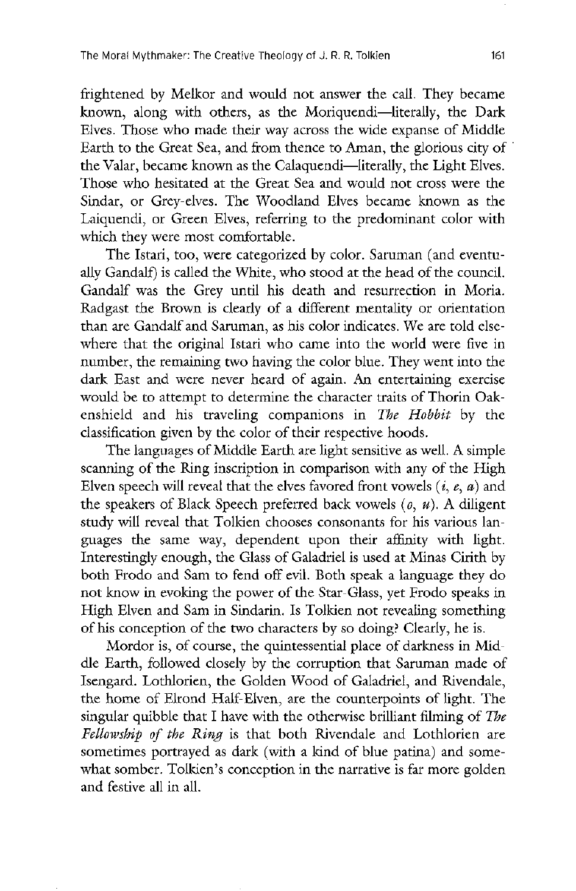frightened by Melkor and would not answer the call. They became known, along with others, as the Moriquendi—literally, the Dark Elves. Those who made their way across the wide expanse of Middle Earth to the Great Sea, and from thence to Aman, the glorious city of the Valar, became known as the Calaquendi—literally, the Light Elves. Those who hesitated at the Great Sea and would not cross were the Sindar, or Grey-elves. The Woodland Elves became known as the Laiquendi, or Green Elves, referring to the predominant color with which they were most comfortable.

The Istari, too, were categorized by color. Saruman (and eventually Gandalf) is called the White, who stood at the head of the council. Gandalf was the Grey until his death and resurrection in Moria. Radgast the Brown is clearly of a different mentality or orientation than are Gandalf and Saruman, as his color indicates. We are told elsewhere that the original Istari who came into the world were five in number, the remaining two having the color blue. They went into the dark East and were never heard of again. An entertaining exercise would be to attempt to determine the character traits of Thorin Oakenshield and his traveling companions in *The Hobbit* by the classification given by the color of their respective hoods.

The languages of Middle Earth are light sensitive as well. A simple scanning of the Ring inscription in comparison with any of the High Elven speech will reveal that the elves favored front vowels (*i*, *e*, *a*) and the speakers of Black Speech preferred back vowels (*o*, *u*). A diligent study will reveal that Tolkien chooses consonants for his various languages the same way, dependent upon their affinity with light. Interestingly enough, the Glass of Galadriel is used at Minas Cirith by both Frodo and Sam to fend off evil. Both speak a language they do not know in evoking the power of the Star-Glass, yet Frodo speaks in High Elven and Sam in Sindarin. Is Tolkien not revealing something of his conception of the two characters by so doing? Clearly, he is.

Mordor is, of course, the quintessential place of darkness in Middle Earth, followed closely by the corruption that Saruman made of Isengard. Lothlorien, the Golden Wood of Galadriel, and Rivendale, the home of Elrond Half-Elven, are the counterpoints of light. The singular quibble that I have with the otherwise brilliant filming of *The Fellowship of the Ring* is that both Rivendale and Lothlorien are sometimes portrayed as dark (with a kind of blue patina) and somewhat somber. Tolkien's conception in the narrative is far more golden and festive all in all.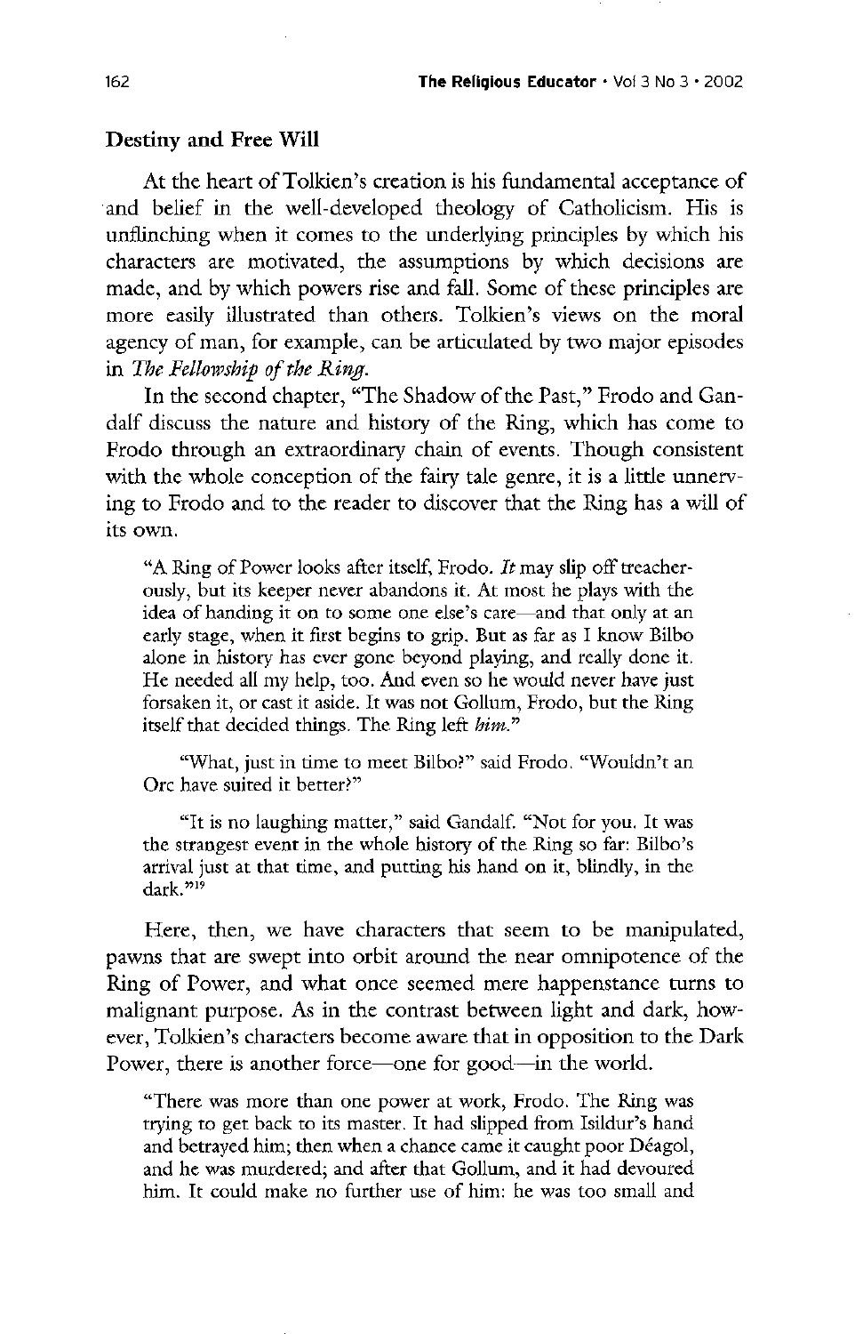### Destiny and Free Will

At the heart of Tolkien's creation is his fundamental acceptance of and belief in the well-developed theology of Catholicism. His is unflinching when it comes to the underlying principles by which his characters are motivated, the assumptions by which decisions are made, and by which powers rise and fall. Some of these principles are more easily illustrated than others. Tolkien's views on the moral agency of man, for example, can be articulated by two major episodes in *The Fellowship of the Ring*.

In the second chapter, "The Shadow of the Past," Frodo and Gandalf discuss the nature and history of the Ring, which has come to Frodo through an extraordinary chain of events. Though consistent with the whole conception of the fairy tale genre, it is a little unnerving to Frodo and to the reader to discover that the Ring has a will of its own.

> "A Ring of Power looks after itself, Frodo. *It* may slip off treacherously, but its keeper never abandons it. At most he plays with the idea of handing it on to some one else's care—and that only at an early stage, when it first begins to grip. But as far as I know Bilbo alone in history has ever gone beyond playing, and really done it. He needed all my help, too. And even so he would never have just forsaken it, or cast it aside. It was not Gollum, Frodo, but the Ring itself that decided things. The Ring left *him*."
>
> "What, just in time to meet Bilbo?" said Frodo. "Wouldn't an Orc have suited it better?"
>
> "It is no laughing matter," said Gandalf. "Not for you. It was the strangest event in the whole history of the Ring so far: Bilbo's arrival just at that time, and putting his hand on it, blindly, in the dark."[19]

Here, then, we have characters that seem to be manipulated, pawns that are swept into orbit around the near omnipotence of the Ring of Power, and what once seemed mere happenstance turns to malignant purpose. As in the contrast between light and dark, however, Tolkien's characters become aware that in opposition to the Dark Power, there is another force—one for good—in the world.

> "There was more than one power at work, Frodo. The Ring was trying to get back to its master. It had slipped from Isildur's hand and betrayed him; then when a chance came it caught poor Déagol, and he was murdered; and after that Gollum, and it had devoured him. It could make no further use of him: he was too small and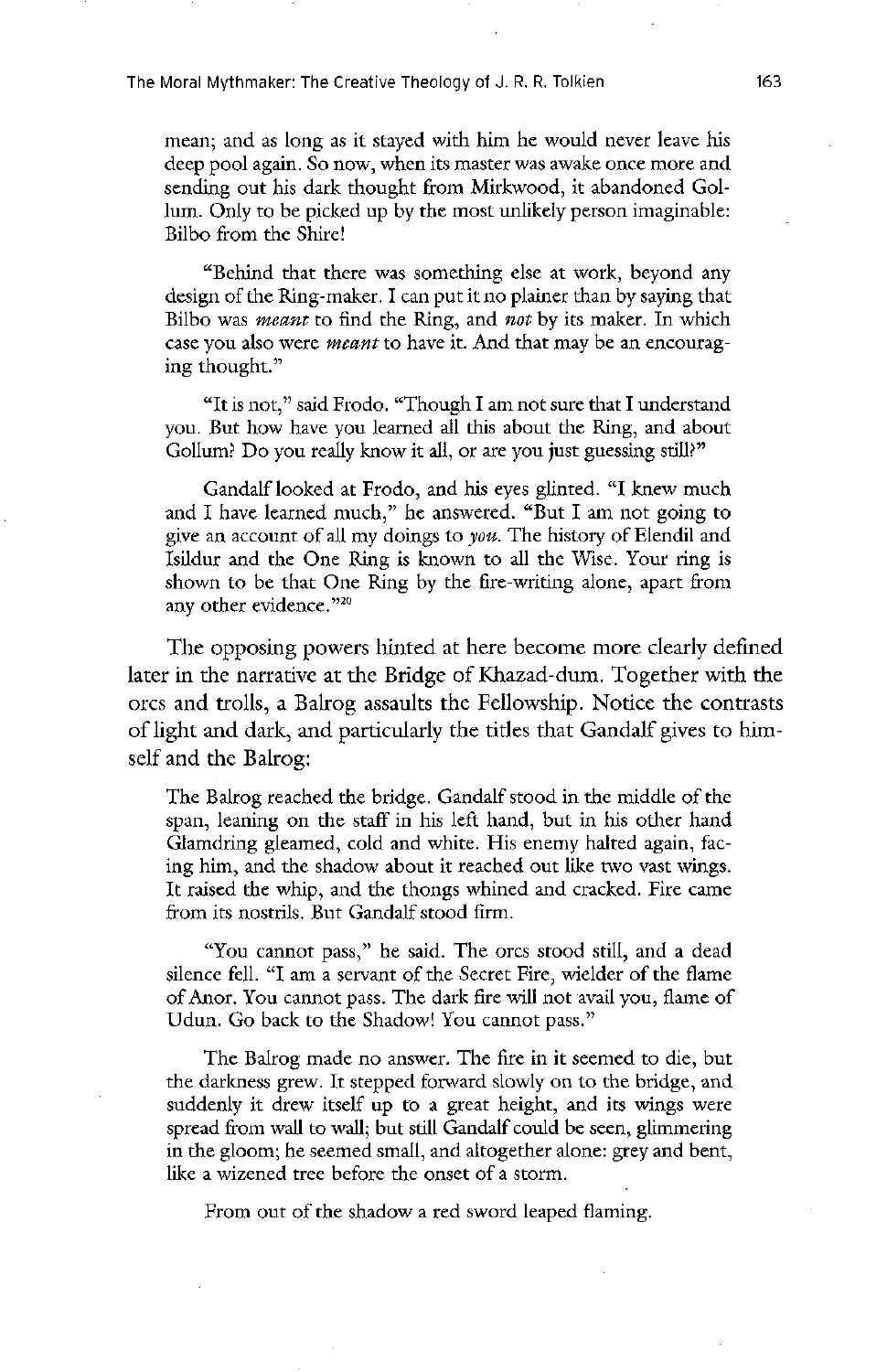mean; and as long as it stayed with him he would never leave his deep pool again. So now, when its master was awake once more and sending out his dark thought from Mirkwood, it abandoned Gollum. Only to be picked up by the most unlikely person imaginable: Bilbo from the Shire!

"Behind that there was something else at work, beyond any design of the Ring-maker. I can put it no plainer than by saying that Bilbo was *meant* to find the Ring, and *not* by its maker. In which case you also were *meant* to have it. And that may be an encouraging thought."

"It is not," said Frodo. "Though I am not sure that I understand you. But how have you learned all this about the Ring, and about Gollum? Do you really know it all, or are you just guessing still?"

Gandalf looked at Frodo, and his eyes glinted. "I knew much and I have learned much," he answered. "But I am not going to give an account of all my doings to *you*. The history of Elendil and Isildur and the One Ring is known to all the Wise. Your ring is shown to be that One Ring by the fire-writing alone, apart from any other evidence."[20]

The opposing powers hinted at here become more clearly defined later in the narrative at the Bridge of Khazad-dum. Together with the orcs and trolls, a Balrog assaults the Fellowship. Notice the contrasts of light and dark, and particularly the titles that Gandalf gives to himself and the Balrog:

> The Balrog reached the bridge. Gandalf stood in the middle of the span, leaning on the staff in his left hand, but in his other hand Glamdring gleamed, cold and white. His enemy halted again, facing him, and the shadow about it reached out like two vast wings. It raised the whip, and the thongs whined and cracked. Fire came from its nostrils. But Gandalf stood firm.
>
> "You cannot pass," he said. The orcs stood still, and a dead silence fell. "I am a servant of the Secret Fire, wielder of the flame of Anor. You cannot pass. The dark fire will not avail you, flame of Udun. Go back to the Shadow! You cannot pass."
>
> The Balrog made no answer. The fire in it seemed to die, but the darkness grew. It stepped forward slowly on to the bridge, and suddenly it drew itself up to a great height, and its wings were spread from wall to wall; but still Gandalf could be seen, glimmering in the gloom; he seemed small, and altogether alone: grey and bent, like a wizened tree before the onset of a storm.
>
> From out of the shadow a red sword leaped flaming.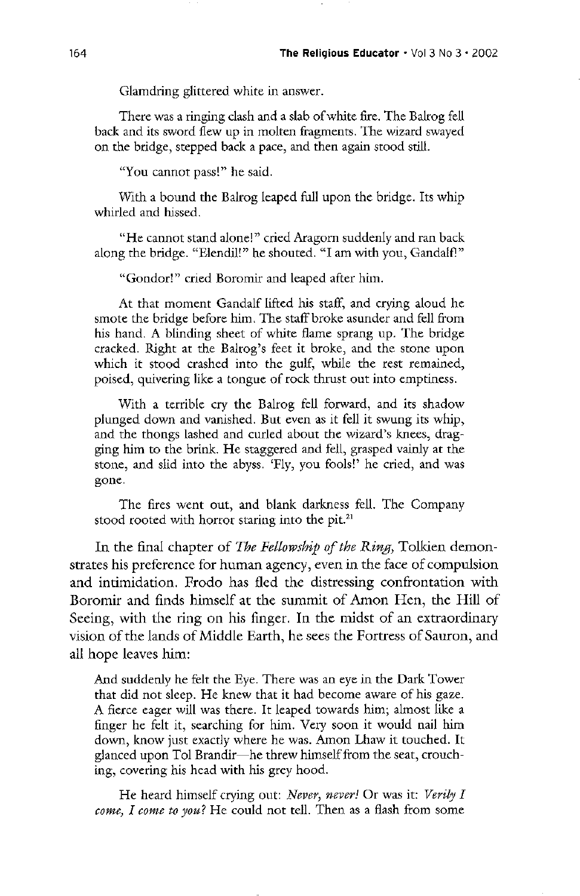Glamdring glittered white in answer.

There was a ringing clash and a slab of white fire. The Balrog fell back and its sword flew up in molten fragments. The wizard swayed on the bridge, stepped back a pace, and then again stood still.

"You cannot pass!" he said.

With a bound the Balrog leaped full upon the bridge. Its whip whirled and hissed.

"He cannot stand alone!" cried Aragorn suddenly and ran back along the bridge. "Elendil!" he shouted. "I am with you, Gandalf!"

"Gondor!" cried Boromir and leaped after him.

At that moment Gandalf lifted his staff, and crying aloud he smote the bridge before him. The staff broke asunder and fell from his hand. A blinding sheet of white flame sprang up. The bridge cracked. Right at the Balrog's feet it broke, and the stone upon which it stood crashed into the gulf, while the rest remained, poised, quivering like a tongue of rock thrust out into emptiness.

With a terrible cry the Balrog fell forward, and its shadow plunged down and vanished. But even as it fell it swung its whip, and the thongs lashed and curled about the wizard's knees, dragging him to the brink. He staggered and fell, grasped vainly at the stone, and slid into the abyss. 'Fly, you fools!' he cried, and was gone.

The fires went out, and blank darkness fell. The Company stood rooted with horror staring into the pit.[21]

In the final chapter of *The Fellowship of the Ring*, Tolkien demonstrates his preference for human agency, even in the face of compulsion and intimidation. Frodo has fled the distressing confrontation with Boromir and finds himself at the summit of Amon Hen, the Hill of Seeing, with the ring on his finger. In the midst of an extraordinary vision of the lands of Middle Earth, he sees the Fortress of Sauron, and all hope leaves him:

> And suddenly he felt the Eye. There was an eye in the Dark Tower that did not sleep. He knew that it had become aware of his gaze. A fierce eager will was there. It leaped towards him; almost like a finger he felt it, searching for him. Very soon it would nail him down, know just exactly where he was. Amon Lhaw it touched. It glanced upon Tol Brandir—he threw himself from the seat, crouching, covering his head with his grey hood.
>
> He heard himself crying out: *Never, never!* Or was it: *Verily I come, I come to you?* He could not tell. Then as a flash from some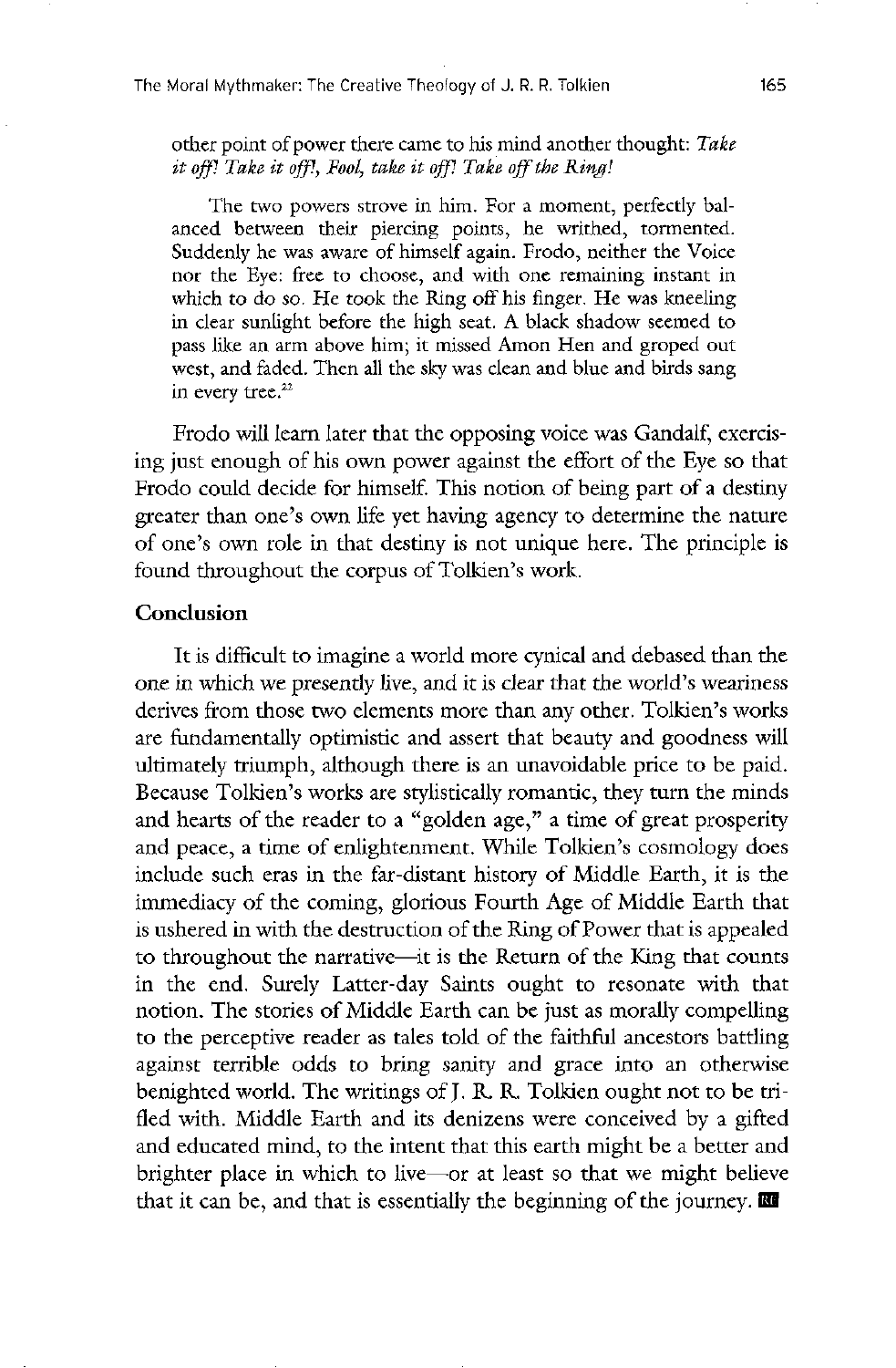other point of power there came to his mind another thought: *Take it off! Take it off!, Fool, take it off! Take off the Ring!*

The two powers strove in him. For a moment, perfectly balanced between their piercing points, he writhed, tormented. Suddenly he was aware of himself again. Frodo, neither the Voice nor the Eye: free to choose, and with one remaining instant in which to do so. He took the Ring off his finger. He was kneeling in clear sunlight before the high seat. A black shadow seemed to pass like an arm above him; it missed Amon Hen and groped out west, and faded. Then all the sky was clean and blue and birds sang in every tree.[22]

Frodo will learn later that the opposing voice was Gandalf, exercising just enough of his own power against the effort of the Eye so that Frodo could decide for himself. This notion of being part of a destiny greater than one's own life yet having agency to determine the nature of one's own role in that destiny is not unique here. The principle is found throughout the corpus of Tolkien's work.

## Conclusion

It is difficult to imagine a world more cynical and debased than the one in which we presently live, and it is clear that the world's weariness derives from those two elements more than any other. Tolkien's works are fundamentally optimistic and assert that beauty and goodness will ultimately triumph, although there is an unavoidable price to be paid. Because Tolkien's works are stylistically romantic, they turn the minds and hearts of the reader to a "golden age," a time of great prosperity and peace, a time of enlightenment. While Tolkien's cosmology does include such eras in the far-distant history of Middle Earth, it is the immediacy of the coming, glorious Fourth Age of Middle Earth that is ushered in with the destruction of the Ring of Power that is appealed to throughout the narrative—it is the Return of the King that counts in the end. Surely Latter-day Saints ought to resonate with that notion. The stories of Middle Earth can be just as morally compelling to the perceptive reader as tales told of the faithful ancestors battling against terrible odds to bring sanity and grace into an otherwise benighted world. The writings of J. R. R. Tolkien ought not to be trifled with. Middle Earth and its denizens were conceived by a gifted and educated mind, to the intent that this earth might be a better and brighter place in which to live—or at least so that we might believe that it can be, and that is essentially the beginning of the journey.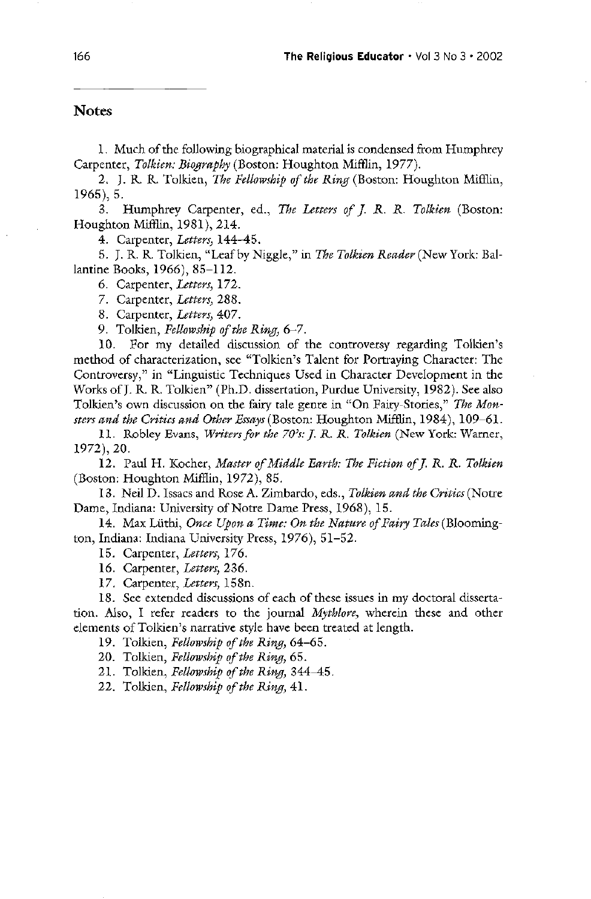## Notes

1. Much of the following biographical material is condensed from Humphrey Carpenter, *Tolkien: Biography* (Boston: Houghton Mifflin, 1977).

2. J. R. R. Tolkien, *The Fellowship of the Ring* (Boston: Houghton Mifflin, 1965), 5.

3. Humphrey Carpenter, ed., *The Letters of J. R. R. Tolkien* (Boston: Houghton Mifflin, 1981), 214.

4. Carpenter, *Letters,* 144–45.

5. J. R. R. Tolkien, "Leaf by Niggle," in *The Tolkien Reader* (New York: Ballantine Books, 1966), 85–112.

6. Carpenter, *Letters,* 172.

7. Carpenter, *Letters,* 288.

8. Carpenter, *Letters,* 407.

9. Tolkien, *Fellowship of the Ring,* 6–7.

10. For my detailed discussion of the controversy regarding Tolkien's method of characterization, see "Tolkien's Talent for Portraying Character: The Controversy," in "Linguistic Techniques Used in Character Development in the Works of J. R. R. Tolkien" (Ph.D. dissertation, Purdue University, 1982). See also Tolkien's own discussion on the fairy tale genre in "On Fairy-Stories," *The Monsters and the Critics and Other Essays* (Boston: Houghton Mifflin, 1984), 109–61.

11. Robley Evans, *Writers for the 70's: J. R. R. Tolkien* (New York: Warner, 1972), 20.

12. Paul H. Kocher, *Master of Middle Earth: The Fiction of J. R. R. Tolkien* (Boston: Houghton Mifflin, 1972), 85.

13. Neil D. Issacs and Rose A. Zimbardo, eds., *Tolkien and the Critics* (Notre Dame, Indiana: University of Notre Dame Press, 1968), 15.

14. Max Lüthi, *Once Upon a Time: On the Nature of Fairy Tales* (Bloomington, Indiana: Indiana University Press, 1976), 51–52.

15. Carpenter, *Letters,* 176.

16. Carpenter, *Letters,* 236.

17. Carpenter, *Letters,* 158n.

18. See extended discussions of each of these issues in my doctoral dissertation. Also, I refer readers to the journal *Mythlore,* wherein these and other elements of Tolkien's narrative style have been treated at length.

19. Tolkien, *Fellowship of the Ring,* 64–65.

20. Tolkien, *Fellowship of the Ring,* 65.

21. Tolkien, *Fellowship of the Ring,* 344–45.

22. Tolkien, *Fellowship of the Ring,* 41.